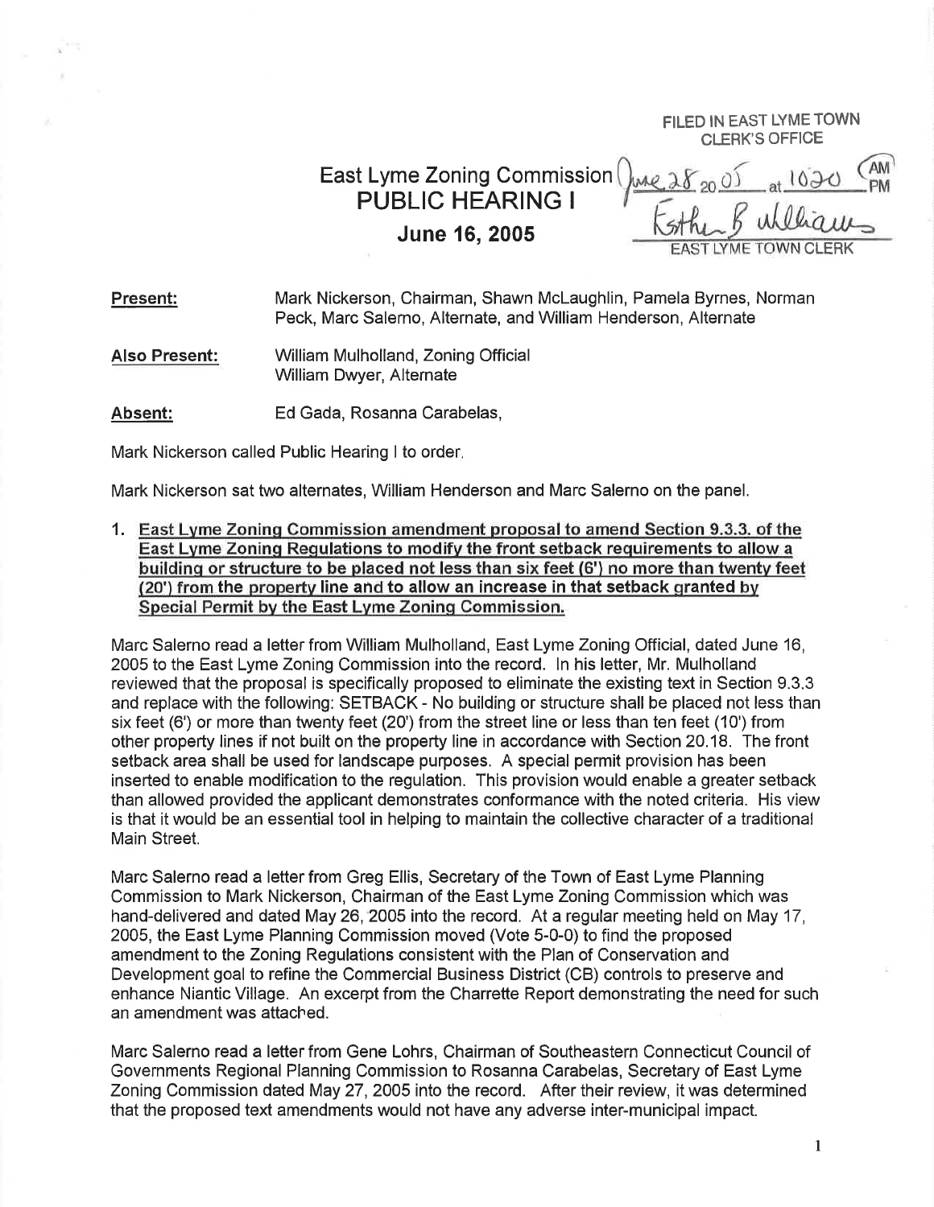FILED IN EAST LYME TOWN CLERK'S OFFICE

June 28 20 05 at 1020 AM

Esther B. Williams
EAST LYME TOWN CLERK

# East Lyme Zoning Commission
# PUBLIC HEARING I
## June 16, 2005

**Present:** Mark Nickerson, Chairman, Shawn McLaughlin, Pamela Byrnes, Norman Peck, Marc Salerno, Alternate, and William Henderson, Alternate

**Also Present:** William Mulholland, Zoning Official
William Dwyer, Alternate

**Absent:** Ed Gada, Rosanna Carabelas,

Mark Nickerson called Public Hearing I to order.

Mark Nickerson sat two alternates, William Henderson and Marc Salerno on the panel.

1. **East Lyme Zoning Commission amendment proposal to amend Section 9.3.3. of the East Lyme Zoning Regulations to modify the front setback requirements to allow a building or structure to be placed not less than six feet (6') no more than twenty feet (20') from the property line and to allow an increase in that setback granted by Special Permit by the East Lyme Zoning Commission.**

Marc Salerno read a letter from William Mulholland, East Lyme Zoning Official, dated June 16, 2005 to the East Lyme Zoning Commission into the record. In his letter, Mr. Mulholland reviewed that the proposal is specifically proposed to eliminate the existing text in Section 9.3.3 and replace with the following: SETBACK - No building or structure shall be placed not less than six feet (6') or more than twenty feet (20') from the street line or less than ten feet (10') from other property lines if not built on the property line in accordance with Section 20.18. The front setback area shall be used for landscape purposes. A special permit provision has been inserted to enable modification to the regulation. This provision would enable a greater setback than allowed provided the applicant demonstrates conformance with the noted criteria. His view is that it would be an essential tool in helping to maintain the collective character of a traditional Main Street.

Marc Salerno read a letter from Greg Ellis, Secretary of the Town of East Lyme Planning Commission to Mark Nickerson, Chairman of the East Lyme Zoning Commission which was hand-delivered and dated May 26, 2005 into the record. At a regular meeting held on May 17, 2005, the East Lyme Planning Commission moved (Vote 5-0-0) to find the proposed amendment to the Zoning Regulations consistent with the Plan of Conservation and Development goal to refine the Commercial Business District (CB) controls to preserve and enhance Niantic Village. An excerpt from the Charrette Report demonstrating the need for such an amendment was attached.

Marc Salerno read a letter from Gene Lohrs, Chairman of Southeastern Connecticut Council of Governments Regional Planning Commission to Rosanna Carabelas, Secretary of East Lyme Zoning Commission dated May 27, 2005 into the record. After their review, it was determined that the proposed text amendments would not have any adverse inter-municipal impact.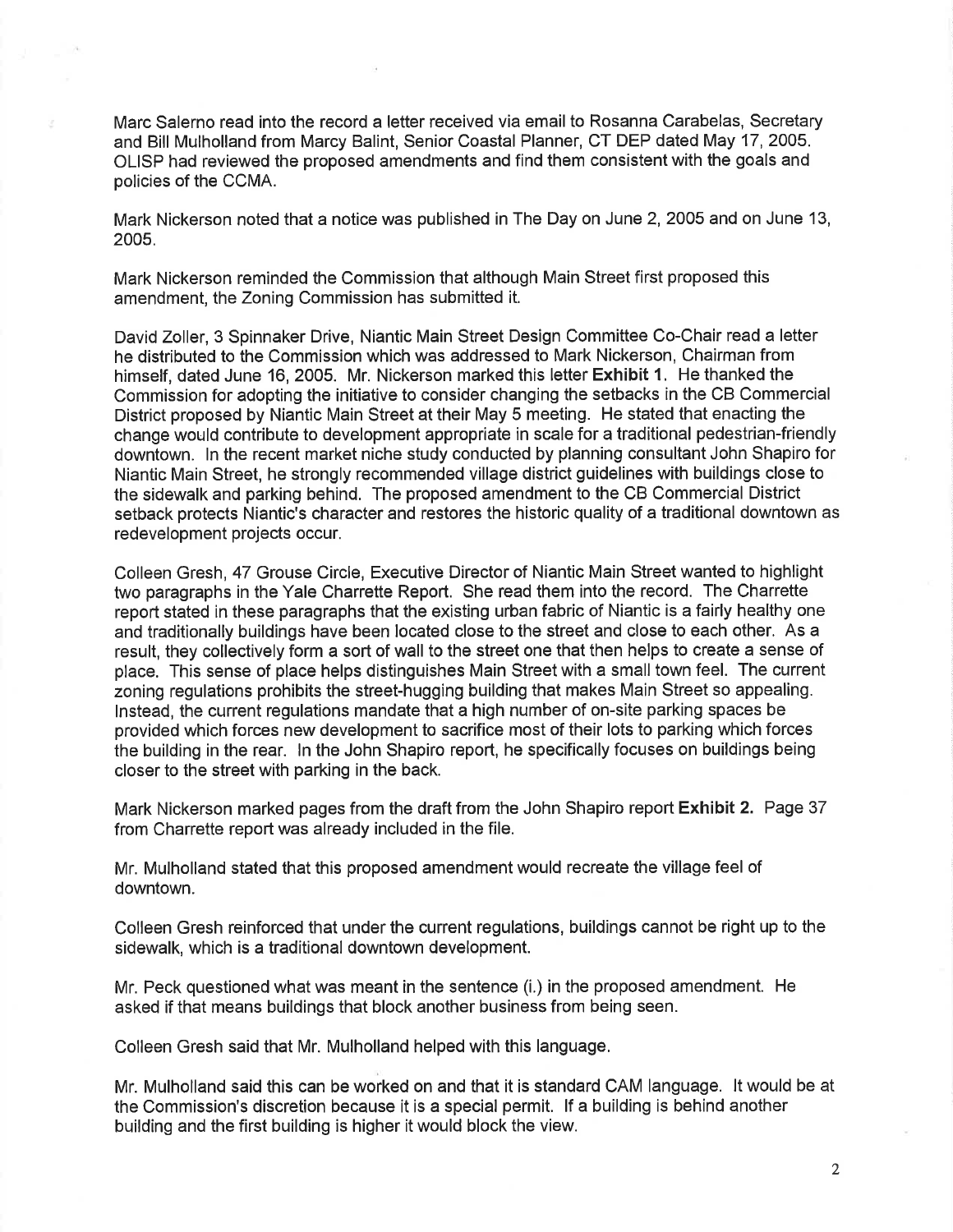Marc Salerno read into the record a letter received via email to Rosanna Carabelas, Secretary and Bill Mulholland from Marcy Balint, Senior Coastal Planner, CT DEP dated May 17, 2005. OLISP had reviewed the proposed amendments and find them consistent with the goals and policies of the CCMA.

Mark Nickerson noted that a notice was published in The Day on June 2, 2005 and on June 13, 2005.

Mark Nickerson reminded the Commission that although Main Street first proposed this amendment, the Zoning Commission has submitted it.

David Zoller, 3 Spinnaker Drive, Niantic Main Street Design Committee Co-Chair read a letter he distributed to the Commission which was addressed to Mark Nickerson, Chairman from himself, dated June 16, 2005. Mr. Nickerson marked this letter **Exhibit 1**. He thanked the Commission for adopting the initiative to consider changing the setbacks in the CB Commercial District proposed by Niantic Main Street at their May 5 meeting. He stated that enacting the change would contribute to development appropriate in scale for a traditional pedestrian-friendly downtown. In the recent market niche study conducted by planning consultant John Shapiro for Niantic Main Street, he strongly recommended village district guidelines with buildings close to the sidewalk and parking behind. The proposed amendment to the CB Commercial District setback protects Niantic's character and restores the historic quality of a traditional downtown as redevelopment projects occur.

Colleen Gresh, 47 Grouse Circle, Executive Director of Niantic Main Street wanted to highlight two paragraphs in the Yale Charrette Report. She read them into the record. The Charrette report stated in these paragraphs that the existing urban fabric of Niantic is a fairly healthy one and traditionally buildings have been located close to the street and close to each other. As a result, they collectively form a sort of wall to the street one that then helps to create a sense of place. This sense of place helps distinguishes Main Street with a small town feel. The current zoning regulations prohibits the street-hugging building that makes Main Street so appealing. Instead, the current regulations mandate that a high number of on-site parking spaces be provided which forces new development to sacrifice most of their lots to parking which forces the building in the rear. In the John Shapiro report, he specifically focuses on buildings being closer to the street with parking in the back.

Mark Nickerson marked pages from the draft from the John Shapiro report **Exhibit 2.** Page 37 from Charrette report was already included in the file.

Mr. Mulholland stated that this proposed amendment would recreate the village feel of downtown.

Colleen Gresh reinforced that under the current regulations, buildings cannot be right up to the sidewalk, which is a traditional downtown development.

Mr. Peck questioned what was meant in the sentence (i.) in the proposed amendment. He asked if that means buildings that block another business from being seen.

Colleen Gresh said that Mr. Mulholland helped with this language.

Mr. Mulholland said this can be worked on and that it is standard CAM language. It would be at the Commission's discretion because it is a special permit. If a building is behind another building and the first building is higher it would block the view.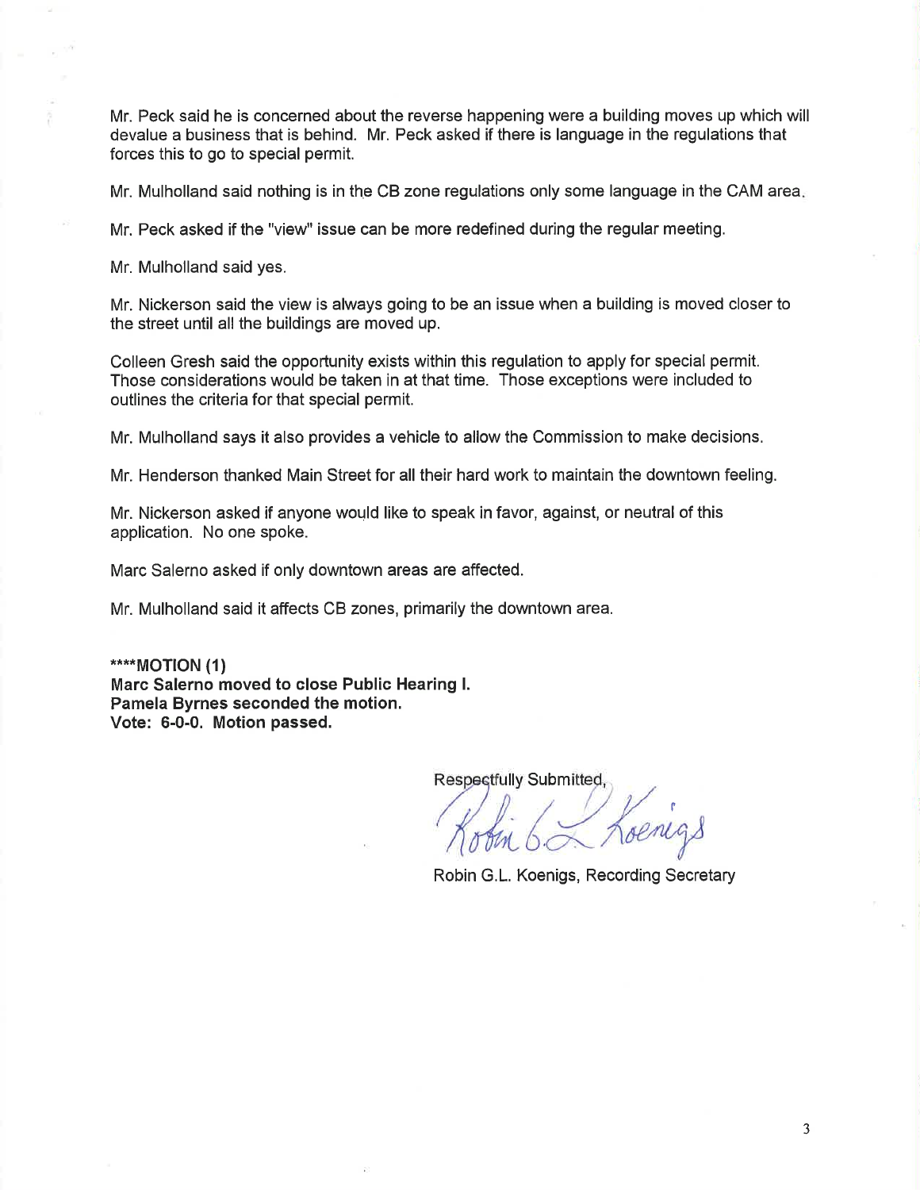Mr. Peck said he is concerned about the reverse happening were a building moves up which will devalue a business that is behind. Mr. Peck asked if there is language in the regulations that forces this to go to special permit.

Mr. Mulholland said nothing is in the CB zone regulations only some language in the CAM area.

Mr. Peck asked if the "view" issue can be more redefined during the regular meeting.

Mr. Mulholland said yes.

Mr. Nickerson said the view is always going to be an issue when a building is moved closer to the street until all the buildings are moved up.

Colleen Gresh said the opportunity exists within this regulation to apply for special permit. Those considerations would be taken in at that time. Those exceptions were included to outlines the criteria for that special permit.

Mr. Mulholland says it also provides a vehicle to allow the Commission to make decisions.

Mr. Henderson thanked Main Street for all their hard work to maintain the downtown feeling.

Mr. Nickerson asked if anyone would like to speak in favor, against, or neutral of this application. No one spoke.

Marc Salerno asked if only downtown areas are affected.

Mr. Mulholland said it affects CB zones, primarily the downtown area.

**\*\*\*\*MOTION (1)**
**Marc Salerno moved to close Public Hearing I.**
**Pamela Byrnes seconded the motion.**
**Vote: 6-0-0. Motion passed.**

Respectfully Submitted,

Robin G.L. Koenigs

Robin G.L. Koenigs, Recording Secretary